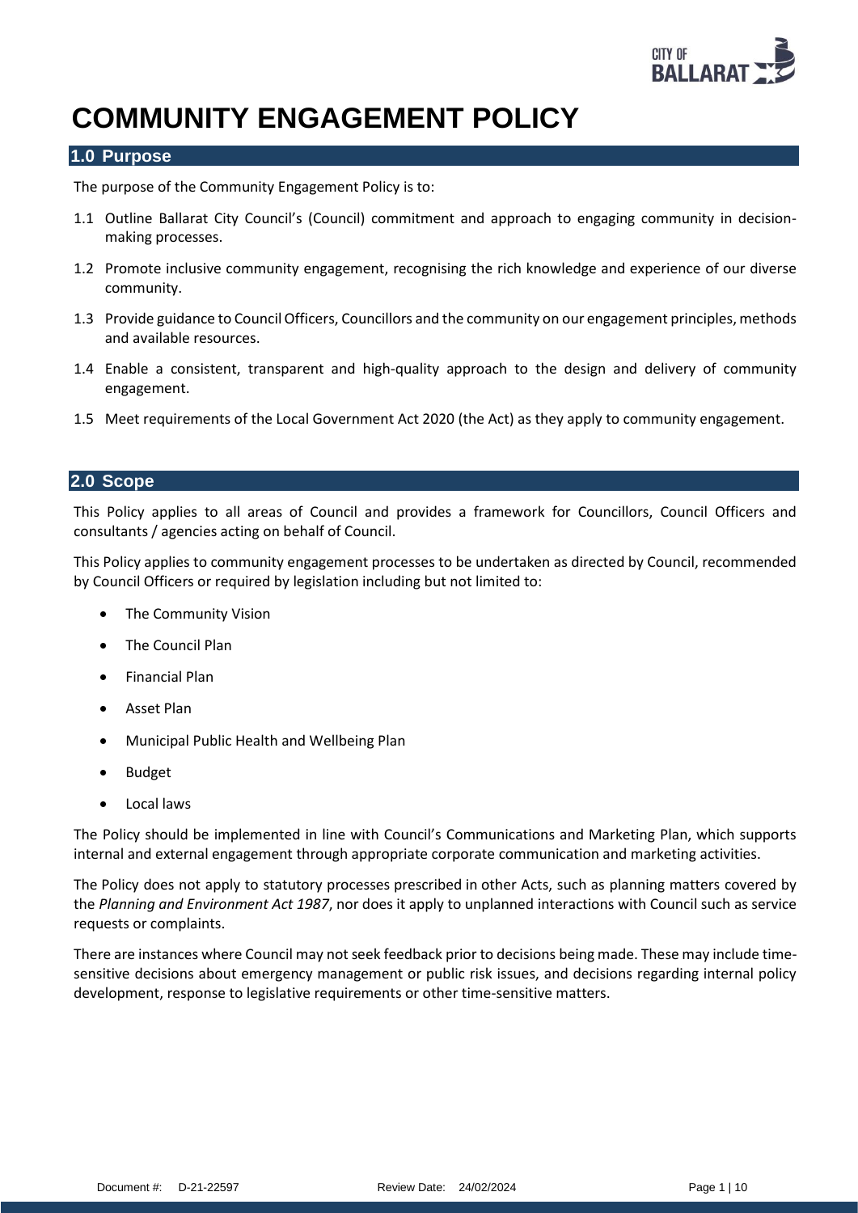# COMMUNITY ENGAGEMENT POLICY

## 1.0 Purpose

The purpose of the Community Engagement Policy is to:

1.1 Outline Ballarat City Council's (Council) commitment and approach to engaging community in decision-making processes.

1.2 Promote inclusive community engagement, recognising the rich knowledge and experience of our diverse community.

1.3 Provide guidance to Council Officers, Councillors and the community on our engagement principles, methods and available resources.

1.4 Enable a consistent, transparent and high-quality approach to the design and delivery of community engagement.

1.5 Meet requirements of the Local Government Act 2020 (the Act) as they apply to community engagement.

## 2.0 Scope

This Policy applies to all areas of Council and provides a framework for Councillors, Council Officers and consultants / agencies acting on behalf of Council.

This Policy applies to community engagement processes to be undertaken as directed by Council, recommended by Council Officers or required by legislation including but not limited to:

- The Community Vision
- The Council Plan
- Financial Plan
- Asset Plan
- Municipal Public Health and Wellbeing Plan
- Budget
- Local laws

The Policy should be implemented in line with Council's Communications and Marketing Plan, which supports internal and external engagement through appropriate corporate communication and marketing activities.

The Policy does not apply to statutory processes prescribed in other Acts, such as planning matters covered by the *Planning and Environment Act 1987*, nor does it apply to unplanned interactions with Council such as service requests or complaints.

There are instances where Council may not seek feedback prior to decisions being made. These may include time-sensitive decisions about emergency management or public risk issues, and decisions regarding internal policy development, response to legislative requirements or other time-sensitive matters.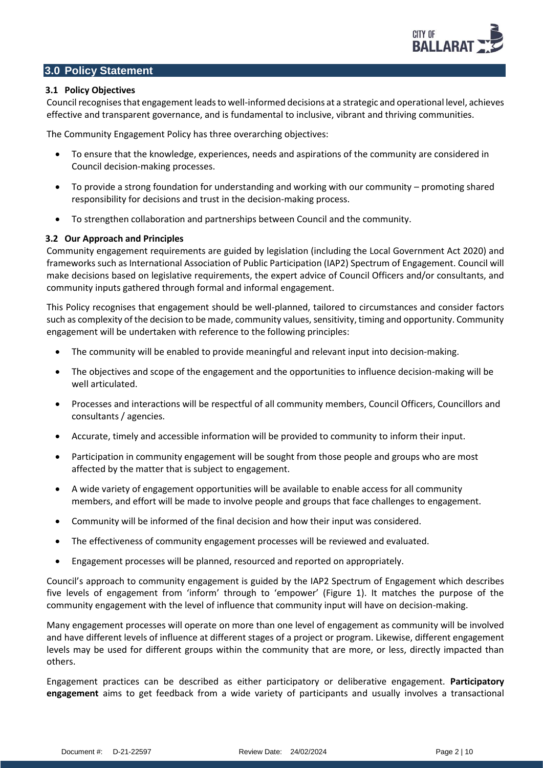## 3.0 Policy Statement

### 3.1 Policy Objectives

Council recognises that engagement leads to well-informed decisions at a strategic and operational level, achieves effective and transparent governance, and is fundamental to inclusive, vibrant and thriving communities.

The Community Engagement Policy has three overarching objectives:

- To ensure that the knowledge, experiences, needs and aspirations of the community are considered in Council decision-making processes.
- To provide a strong foundation for understanding and working with our community – promoting shared responsibility for decisions and trust in the decision-making process.
- To strengthen collaboration and partnerships between Council and the community.

### 3.2 Our Approach and Principles

Community engagement requirements are guided by legislation (including the Local Government Act 2020) and frameworks such as International Association of Public Participation (IAP2) Spectrum of Engagement. Council will make decisions based on legislative requirements, the expert advice of Council Officers and/or consultants, and community inputs gathered through formal and informal engagement.

This Policy recognises that engagement should be well-planned, tailored to circumstances and consider factors such as complexity of the decision to be made, community values, sensitivity, timing and opportunity. Community engagement will be undertaken with reference to the following principles:

- The community will be enabled to provide meaningful and relevant input into decision-making.
- The objectives and scope of the engagement and the opportunities to influence decision-making will be well articulated.
- Processes and interactions will be respectful of all community members, Council Officers, Councillors and consultants / agencies.
- Accurate, timely and accessible information will be provided to community to inform their input.
- Participation in community engagement will be sought from those people and groups who are most affected by the matter that is subject to engagement.
- A wide variety of engagement opportunities will be available to enable access for all community members, and effort will be made to involve people and groups that face challenges to engagement.
- Community will be informed of the final decision and how their input was considered.
- The effectiveness of community engagement processes will be reviewed and evaluated.
- Engagement processes will be planned, resourced and reported on appropriately.

Council's approach to community engagement is guided by the IAP2 Spectrum of Engagement which describes five levels of engagement from 'inform' through to 'empower' (Figure 1). It matches the purpose of the community engagement with the level of influence that community input will have on decision-making.

Many engagement processes will operate on more than one level of engagement as community will be involved and have different levels of influence at different stages of a project or program. Likewise, different engagement levels may be used for different groups within the community that are more, or less, directly impacted than others.

Engagement practices can be described as either participatory or deliberative engagement. **Participatory engagement** aims to get feedback from a wide variety of participants and usually involves a transactional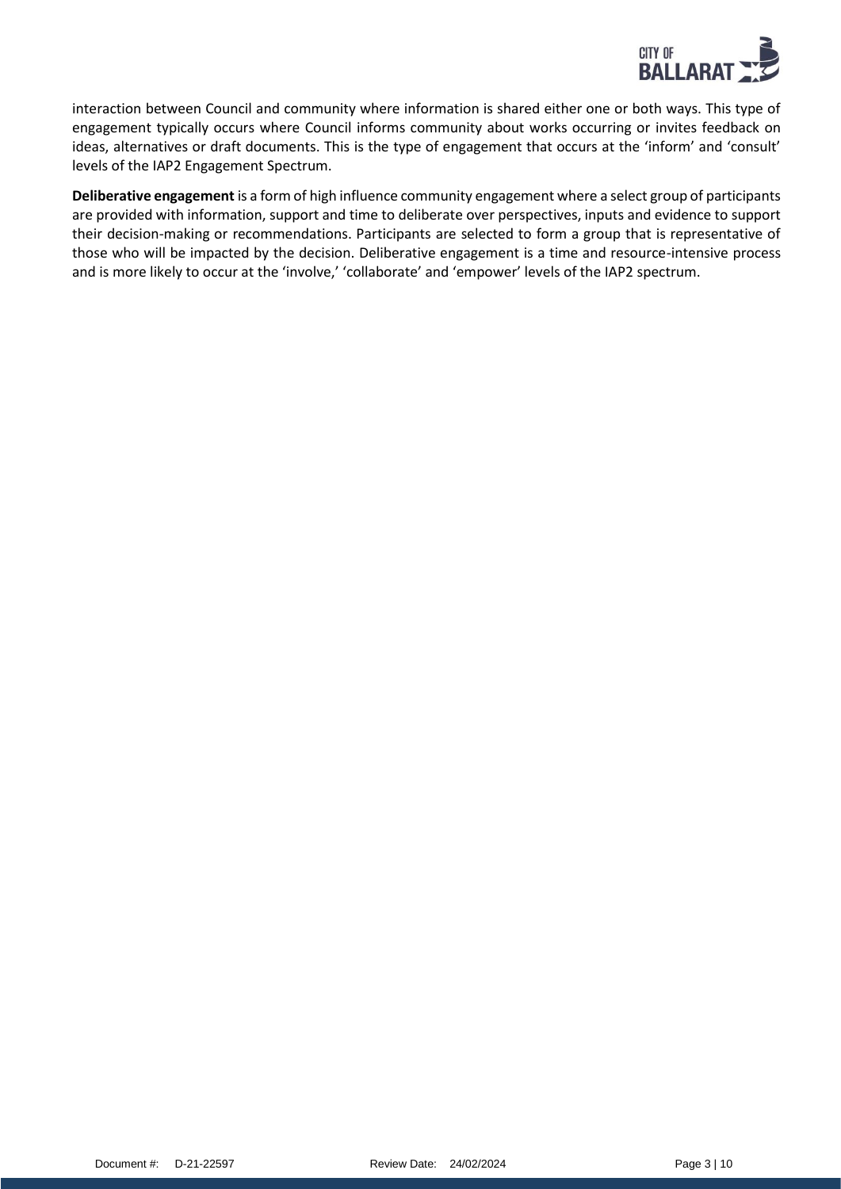interaction between Council and community where information is shared either one or both ways. This type of engagement typically occurs where Council informs community about works occurring or invites feedback on ideas, alternatives or draft documents. This is the type of engagement that occurs at the 'inform' and 'consult' levels of the IAP2 Engagement Spectrum.

**Deliberative engagement** is a form of high influence community engagement where a select group of participants are provided with information, support and time to deliberate over perspectives, inputs and evidence to support their decision-making or recommendations. Participants are selected to form a group that is representative of those who will be impacted by the decision. Deliberative engagement is a time and resource-intensive process and is more likely to occur at the 'involve,' 'collaborate' and 'empower' levels of the IAP2 spectrum.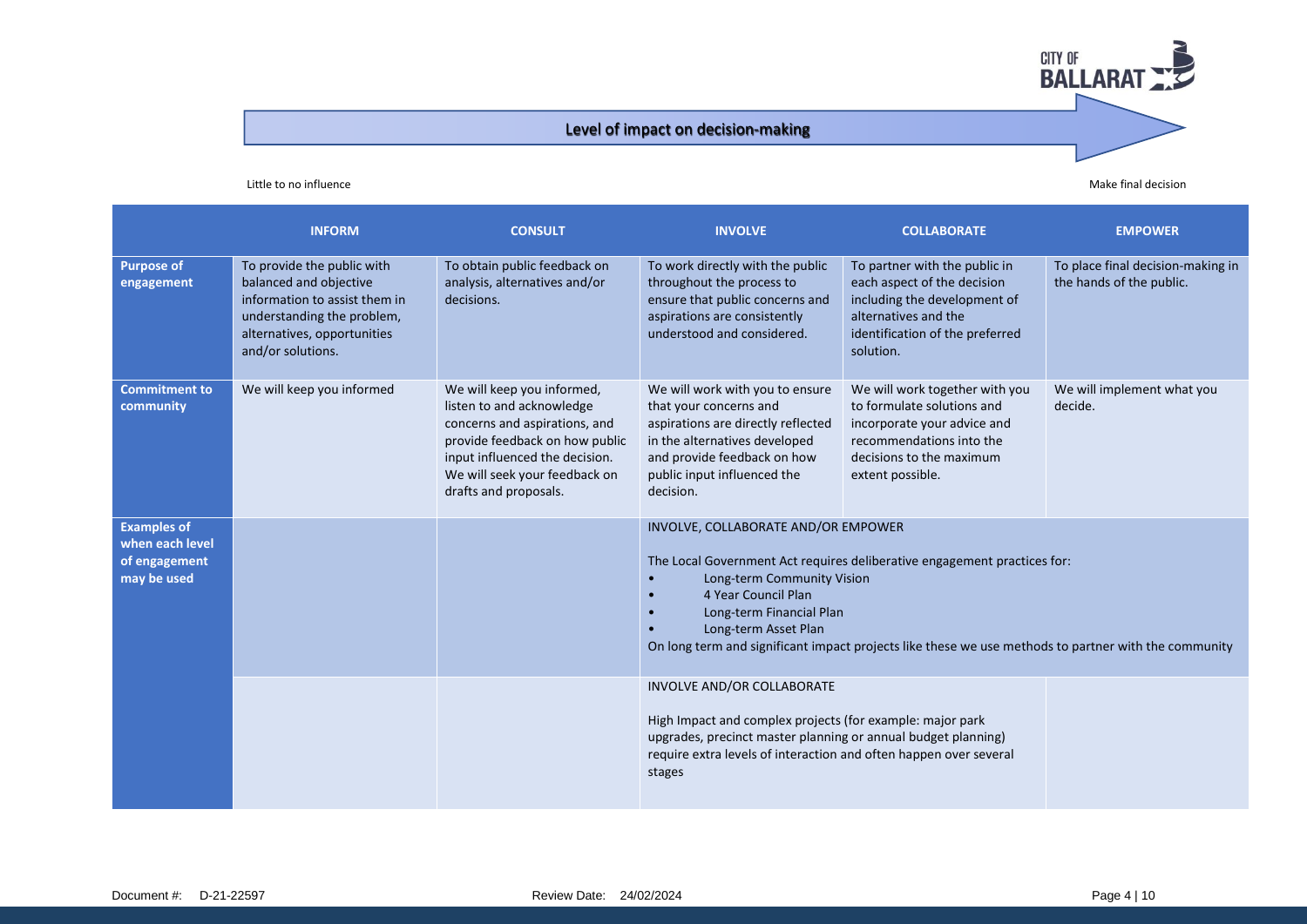**Level of impact on decision-making**

Little to no influence → Make final decision

| | INFORM | CONSULT | INVOLVE | COLLABORATE | EMPOWER |
|---|---|---|---|---|---|
| **Purpose of engagement** | To provide the public with balanced and objective information to assist them in understanding the problem, alternatives, opportunities and/or solutions. | To obtain public feedback on analysis, alternatives and/or decisions. | To work directly with the public throughout the process to ensure that public concerns and aspirations are consistently understood and considered. | To partner with the public in each aspect of the decision including the development of alternatives and the identification of the preferred solution. | To place final decision-making in the hands of the public. |
| **Commitment to community** | We will keep you informed | We will keep you informed, listen to and acknowledge concerns and aspirations, and provide feedback on how public input influenced the decision. We will seek your feedback on drafts and proposals. | We will work with you to ensure that your concerns and aspirations are directly reflected in the alternatives developed and provide feedback on how public input influenced the decision. | We will work together with you to formulate solutions and incorporate your advice and recommendations into the decisions to the maximum extent possible. | We will implement what you decide. |
| **Examples of when each level of engagement may be used** | | | INVOLVE, COLLABORATE AND/OR EMPOWER<br><br>The Local Government Act requires deliberative engagement practices for:<br>• Long-term Community Vision<br>• 4 Year Council Plan<br>• Long-term Financial Plan<br>• Long-term Asset Plan<br>On long term and significant impact projects like these we use methods to partner with the community | | |
| | | | INVOLVE AND/OR COLLABORATE<br><br>High Impact and complex projects (for example: major park upgrades, precinct master planning or annual budget planning) require extra levels of interaction and often happen over several stages | | |

Document #: D-21-22597 Review Date: 24/02/2024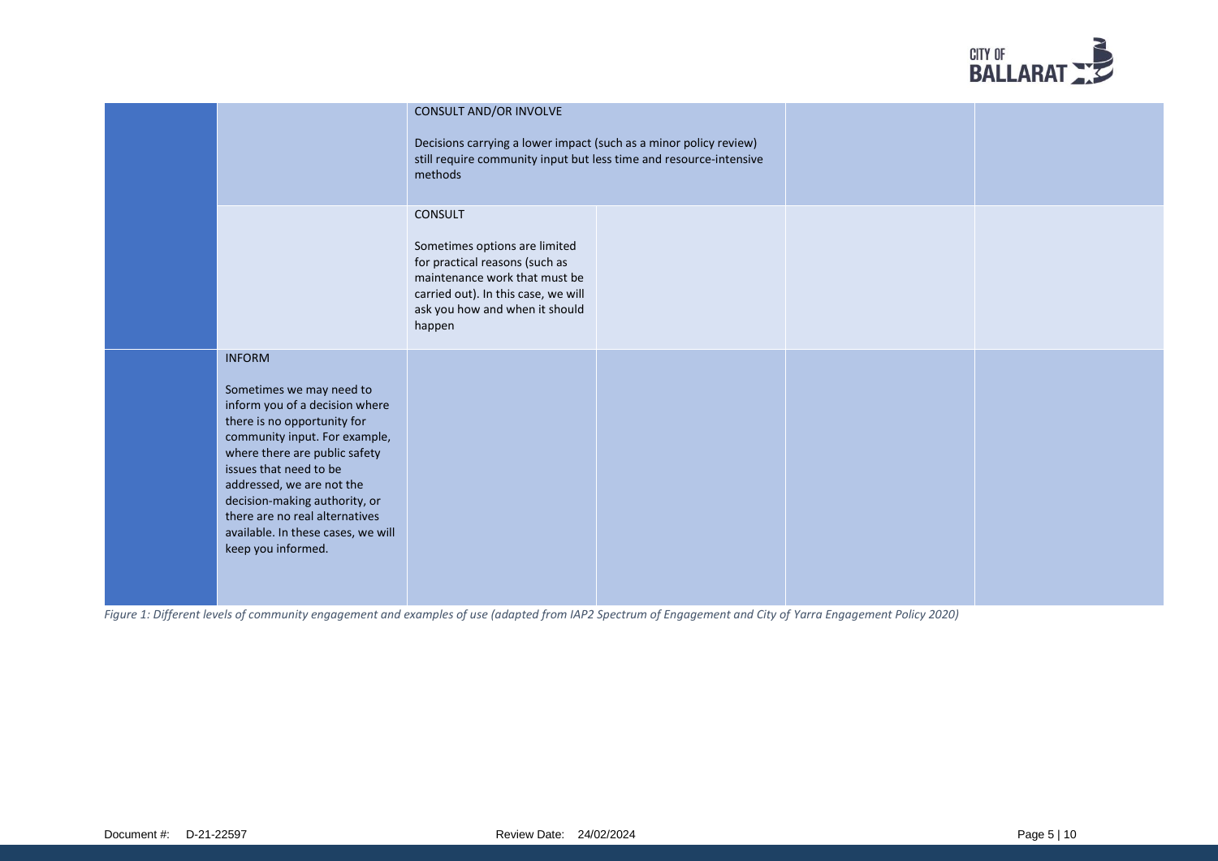| | | | | | |
|---|---|---|---|---|---|
| | | CONSULT AND/OR INVOLVE<br><br>Decisions carrying a lower impact (such as a minor policy review) still require community input but less time and resource-intensive methods | | | |
| | | CONSULT<br><br>Sometimes options are limited for practical reasons (such as maintenance work that must be carried out). In this case, we will ask you how and when it should happen | | | |
| | INFORM<br><br>Sometimes we may need to inform you of a decision where there is no opportunity for community input. For example, where there are public safety issues that need to be addressed, we are not the decision-making authority, or there are no real alternatives available. In these cases, we will keep you informed. | | | | |

*Figure 1: Different levels of community engagement and examples of use (adapted from IAP2 Spectrum of Engagement and City of Yarra Engagement Policy 2020)*

Document #: D-21-22597 Review Date: 24/02/2024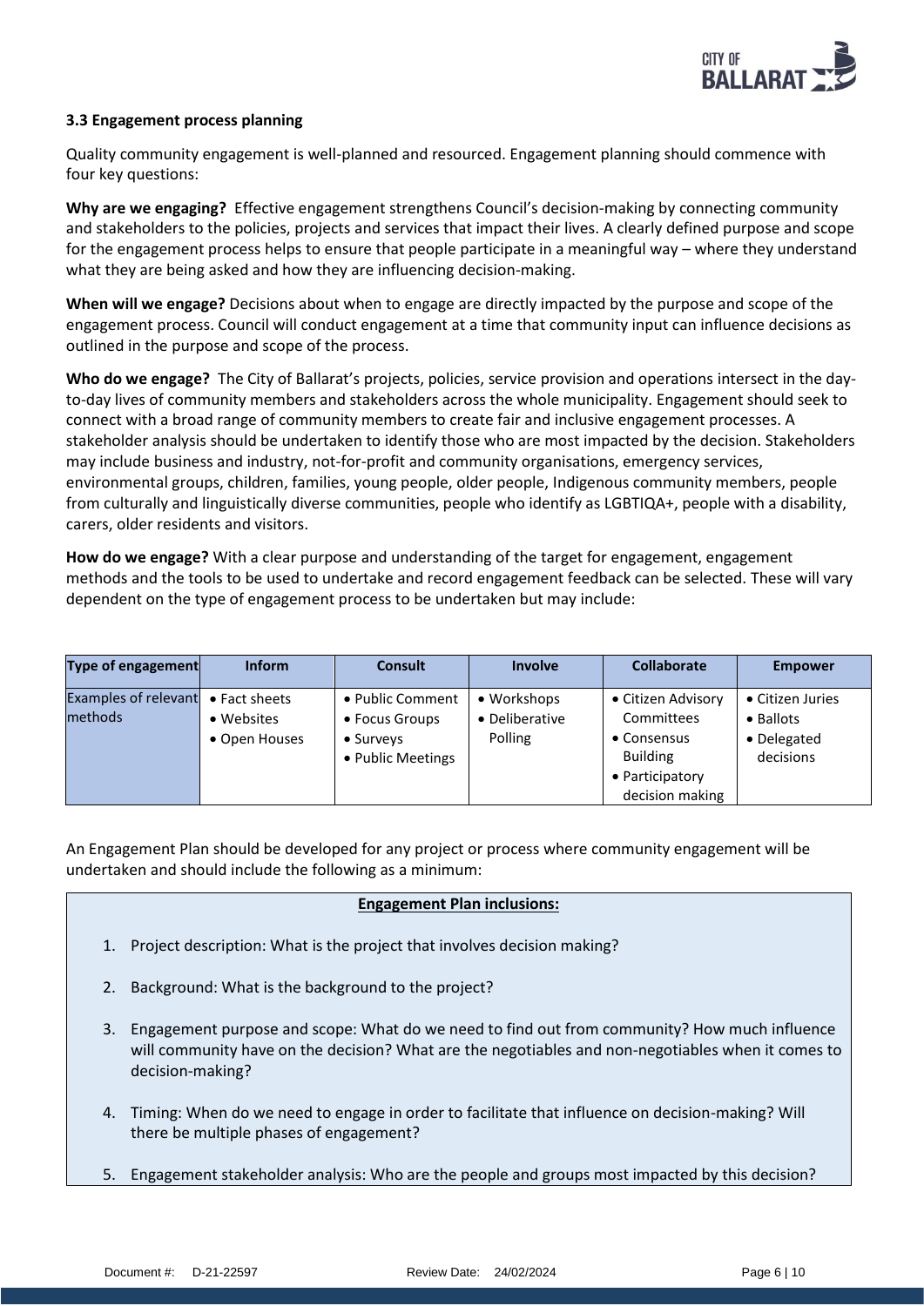### 3.3 Engagement process planning

Quality community engagement is well-planned and resourced. Engagement planning should commence with four key questions:

**Why are we engaging?** Effective engagement strengthens Council's decision-making by connecting community and stakeholders to the policies, projects and services that impact their lives. A clearly defined purpose and scope for the engagement process helps to ensure that people participate in a meaningful way – where they understand what they are being asked and how they are influencing decision-making.

**When will we engage?** Decisions about when to engage are directly impacted by the purpose and scope of the engagement process. Council will conduct engagement at a time that community input can influence decisions as outlined in the purpose and scope of the process.

**Who do we engage?** The City of Ballarat's projects, policies, service provision and operations intersect in the day-to-day lives of community members and stakeholders across the whole municipality. Engagement should seek to connect with a broad range of community members to create fair and inclusive engagement processes. A stakeholder analysis should be undertaken to identify those who are most impacted by the decision. Stakeholders may include business and industry, not-for-profit and community organisations, emergency services, environmental groups, children, families, young people, older people, Indigenous community members, people from culturally and linguistically diverse communities, people who identify as LGBTIQA+, people with a disability, carers, older residents and visitors.

**How do we engage?** With a clear purpose and understanding of the target for engagement, engagement methods and the tools to be used to undertake and record engagement feedback can be selected. These will vary dependent on the type of engagement process to be undertaken but may include:

| Type of engagement | Inform | Consult | Involve | Collaborate | Empower |
|---|---|---|---|---|---|
| Examples of relevant methods | • Fact sheets<br>• Websites<br>• Open Houses | • Public Comment<br>• Focus Groups<br>• Surveys<br>• Public Meetings | • Workshops<br>• Deliberative Polling | • Citizen Advisory Committees<br>• Consensus Building<br>• Participatory decision making | • Citizen Juries<br>• Ballots<br>• Delegated decisions |

An Engagement Plan should be developed for any project or process where community engagement will be undertaken and should include the following as a minimum:

**Engagement Plan inclusions:**

1. Project description: What is the project that involves decision making?
2. Background: What is the background to the project?
3. Engagement purpose and scope: What do we need to find out from community? How much influence will community have on the decision? What are the negotiables and non-negotiables when it comes to decision-making?
4. Timing: When do we need to engage in order to facilitate that influence on decision-making? Will there be multiple phases of engagement?
5. Engagement stakeholder analysis: Who are the people and groups most impacted by this decision?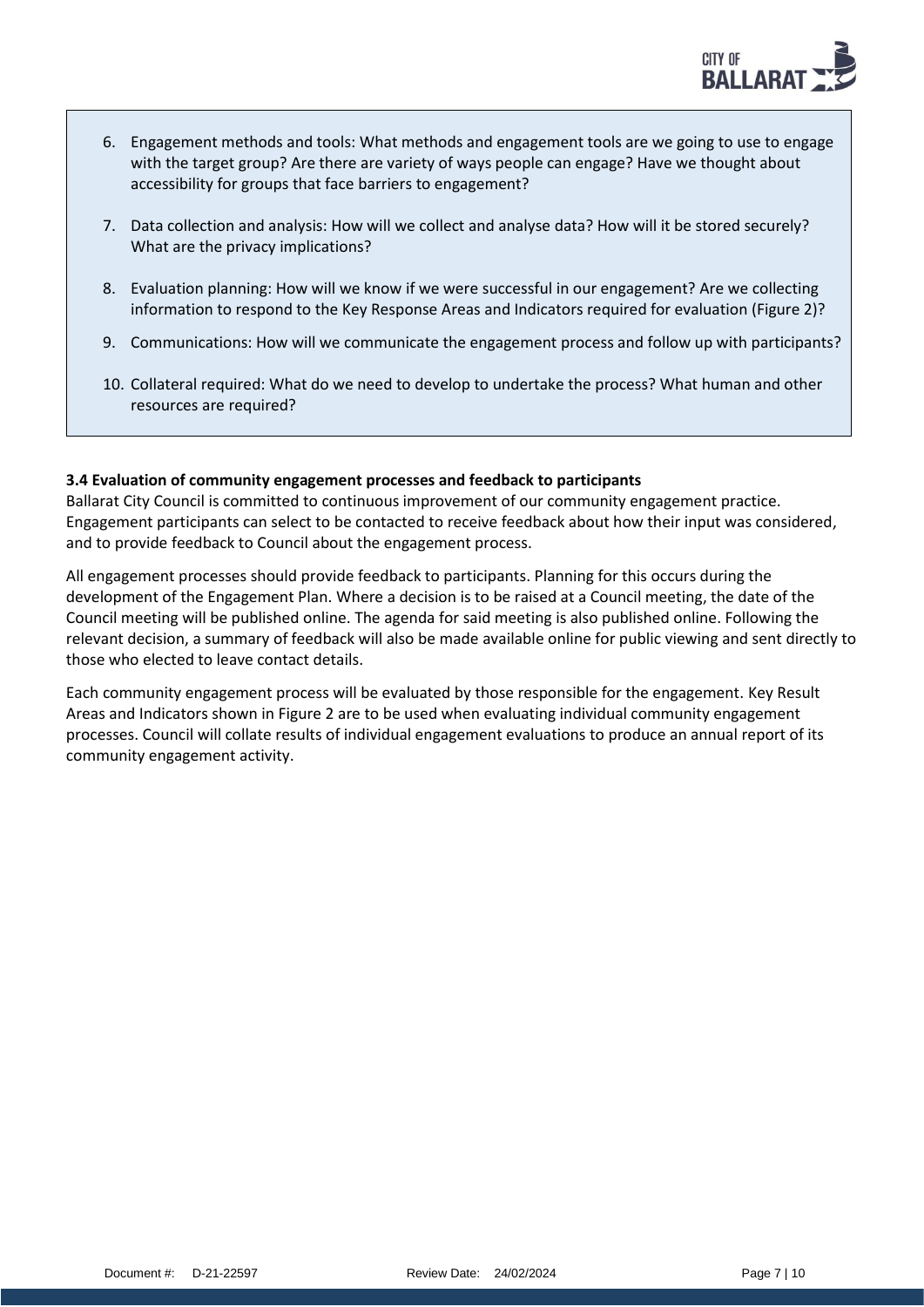6. Engagement methods and tools: What methods and engagement tools are we going to use to engage with the target group? Are there are variety of ways people can engage? Have we thought about accessibility for groups that face barriers to engagement?

7. Data collection and analysis: How will we collect and analyse data? How will it be stored securely? What are the privacy implications?

8. Evaluation planning: How will we know if we were successful in our engagement? Are we collecting information to respond to the Key Response Areas and Indicators required for evaluation (Figure 2)?

9. Communications: How will we communicate the engagement process and follow up with participants?

10. Collateral required: What do we need to develop to undertake the process? What human and other resources are required?

**3.4 Evaluation of community engagement processes and feedback to participants**

Ballarat City Council is committed to continuous improvement of our community engagement practice. Engagement participants can select to be contacted to receive feedback about how their input was considered, and to provide feedback to Council about the engagement process.

All engagement processes should provide feedback to participants. Planning for this occurs during the development of the Engagement Plan. Where a decision is to be raised at a Council meeting, the date of the Council meeting will be published online. The agenda for said meeting is also published online. Following the relevant decision, a summary of feedback will also be made available online for public viewing and sent directly to those who elected to leave contact details.

Each community engagement process will be evaluated by those responsible for the engagement. Key Result Areas and Indicators shown in Figure 2 are to be used when evaluating individual community engagement processes. Council will collate results of individual engagement evaluations to produce an annual report of its community engagement activity.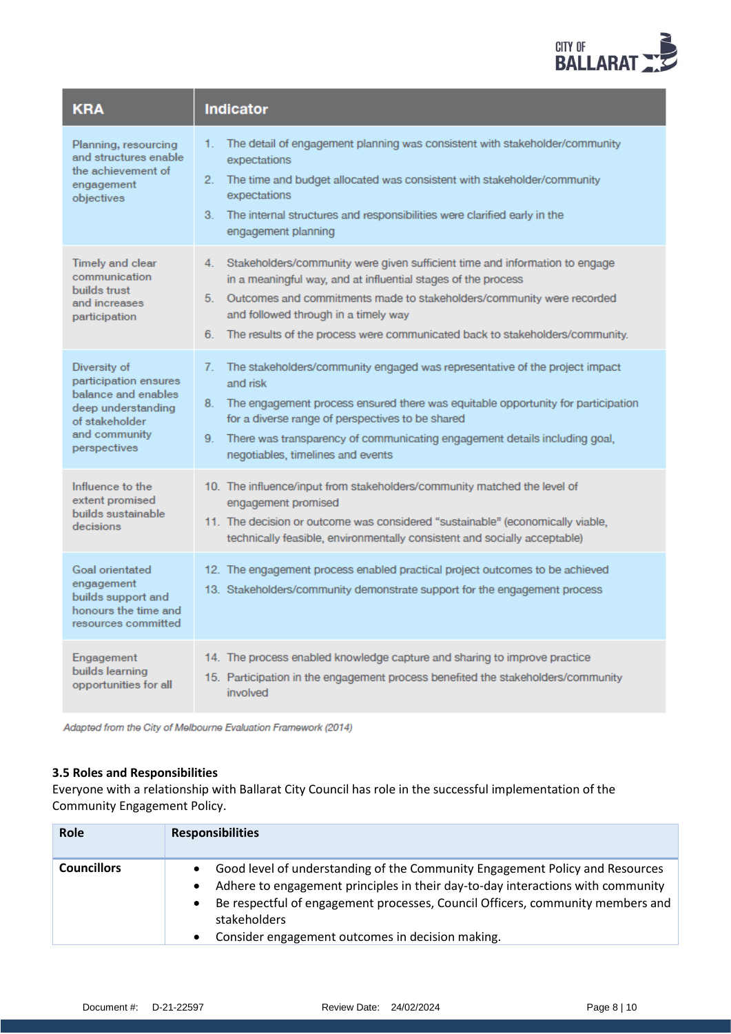| KRA | Indicator |
| --- | --- |
| Planning, resourcing and structures enable the achievement of engagement objectives | 1. The detail of engagement planning was consistent with stakeholder/community expectations<br>2. The time and budget allocated was consistent with stakeholder/community expectations<br>3. The internal structures and responsibilities were clarified early in the engagement planning |
| Timely and clear communication builds trust and increases participation | 4. Stakeholders/community were given sufficient time and information to engage in a meaningful way, and at influential stages of the process<br>5. Outcomes and commitments made to stakeholders/community were recorded and followed through in a timely way<br>6. The results of the process were communicated back to stakeholders/community. |
| Diversity of participation ensures balance and enables deep understanding of stakeholder and community perspectives | 7. The stakeholders/community engaged was representative of the project impact and risk<br>8. The engagement process ensured there was equitable opportunity for participation for a diverse range of perspectives to be shared<br>9. There was transparency of communicating engagement details including goal, negotiables, timelines and events |
| Influence to the extent promised builds sustainable decisions | 10. The influence/input from stakeholders/community matched the level of engagement promised<br>11. The decision or outcome was considered "sustainable" (economically viable, technically feasible, environmentally consistent and socially acceptable) |
| Goal orientated engagement builds support and honours the time and resources committed | 12. The engagement process enabled practical project outcomes to be achieved<br>13. Stakeholders/community demonstrate support for the engagement process |
| Engagement builds learning opportunities for all | 14. The process enabled knowledge capture and sharing to improve practice<br>15. Participation in the engagement process benefited the stakeholders/community involved |

*Adapted from the City of Melbourne Evaluation Framework (2014)*

### 3.5 Roles and Responsibilities

Everyone with a relationship with Ballarat City Council has role in the successful implementation of the Community Engagement Policy.

| Role | Responsibilities |
| --- | --- |
| **Councillors** | • Good level of understanding of the Community Engagement Policy and Resources<br>• Adhere to engagement principles in their day-to-day interactions with community<br>• Be respectful of engagement processes, Council Officers, community members and stakeholders<br>• Consider engagement outcomes in decision making. |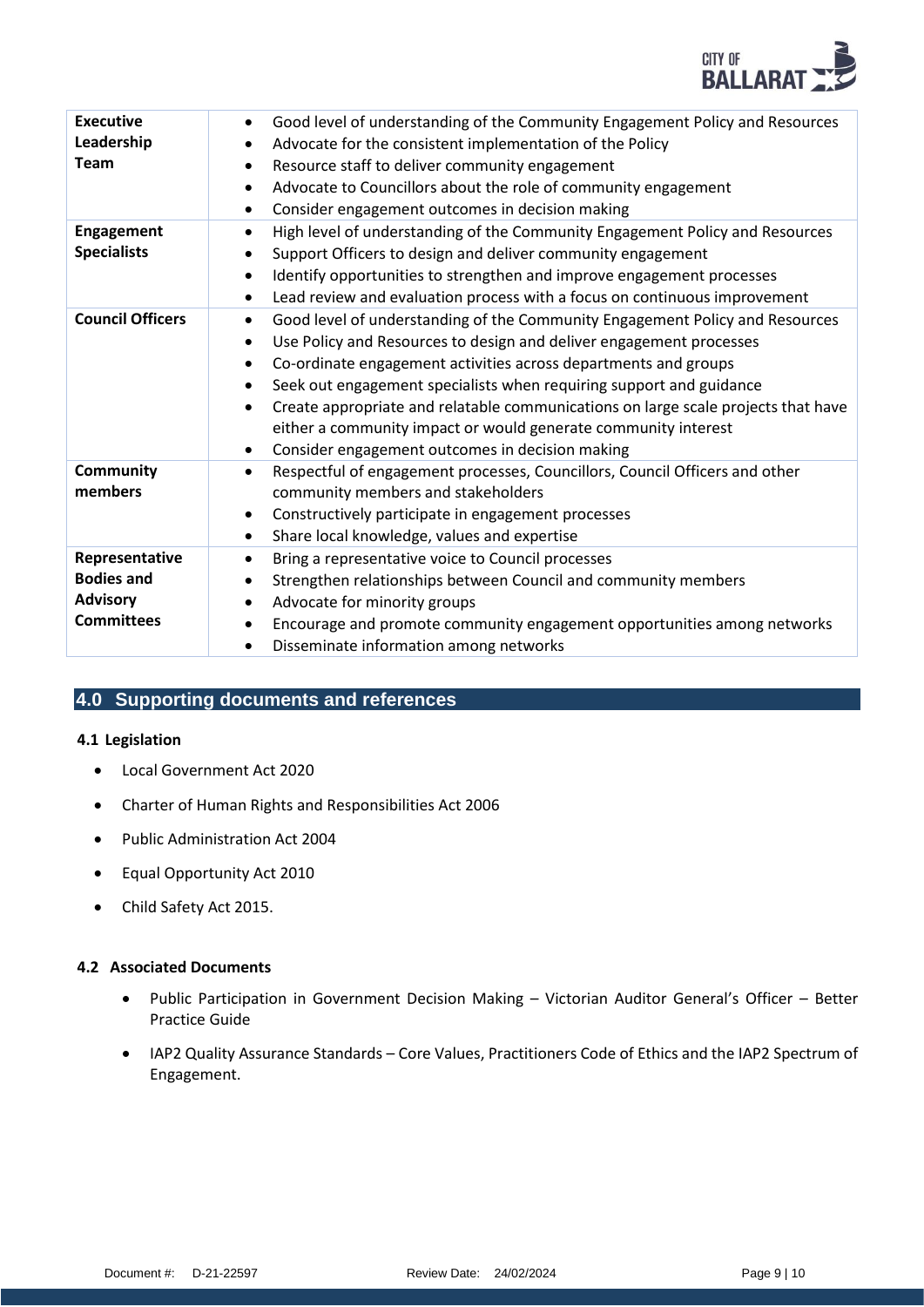| | |
|---|---|
| **Executive Leadership Team** | • Good level of understanding of the Community Engagement Policy and Resources<br>• Advocate for the consistent implementation of the Policy<br>• Resource staff to deliver community engagement<br>• Advocate to Councillors about the role of community engagement<br>• Consider engagement outcomes in decision making |
| **Engagement Specialists** | • High level of understanding of the Community Engagement Policy and Resources<br>• Support Officers to design and deliver community engagement<br>• Identify opportunities to strengthen and improve engagement processes<br>• Lead review and evaluation process with a focus on continuous improvement |
| **Council Officers** | • Good level of understanding of the Community Engagement Policy and Resources<br>• Use Policy and Resources to design and deliver engagement processes<br>• Co-ordinate engagement activities across departments and groups<br>• Seek out engagement specialists when requiring support and guidance<br>• Create appropriate and relatable communications on large scale projects that have either a community impact or would generate community interest<br>• Consider engagement outcomes in decision making |
| **Community members** | • Respectful of engagement processes, Councillors, Council Officers and other community members and stakeholders<br>• Constructively participate in engagement processes<br>• Share local knowledge, values and expertise |
| **Representative Bodies and Advisory Committees** | • Bring a representative voice to Council processes<br>• Strengthen relationships between Council and community members<br>• Advocate for minority groups<br>• Encourage and promote community engagement opportunities among networks<br>• Disseminate information among networks |

## 4.0 Supporting documents and references

### 4.1 Legislation

- Local Government Act 2020
- Charter of Human Rights and Responsibilities Act 2006
- Public Administration Act 2004
- Equal Opportunity Act 2010
- Child Safety Act 2015.

### 4.2 Associated Documents

- Public Participation in Government Decision Making – Victorian Auditor General's Officer – Better Practice Guide
- IAP2 Quality Assurance Standards – Core Values, Practitioners Code of Ethics and the IAP2 Spectrum of Engagement.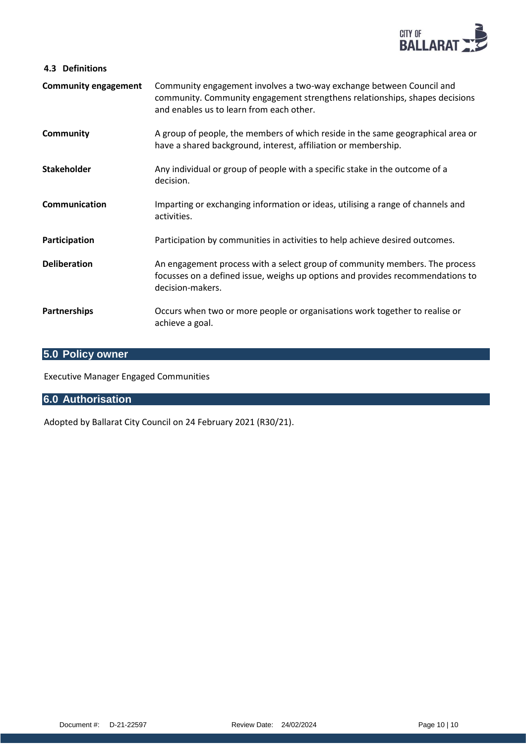### 4.3 Definitions

| | |
|---|---|
| **Community engagement** | Community engagement involves a two-way exchange between Council and community. Community engagement strengthens relationships, shapes decisions and enables us to learn from each other. |
| **Community** | A group of people, the members of which reside in the same geographical area or have a shared background, interest, affiliation or membership. |
| **Stakeholder** | Any individual or group of people with a specific stake in the outcome of a decision. |
| **Communication** | Imparting or exchanging information or ideas, utilising a range of channels and activities. |
| **Participation** | Participation by communities in activities to help achieve desired outcomes. |
| **Deliberation** | An engagement process with a select group of community members. The process focusses on a defined issue, weighs up options and provides recommendations to decision-makers. |
| **Partnerships** | Occurs when two or more people or organisations work together to realise or achieve a goal. |

## 5.0 Policy owner

Executive Manager Engaged Communities

## 6.0 Authorisation

Adopted by Ballarat City Council on 24 February 2021 (R30/21).